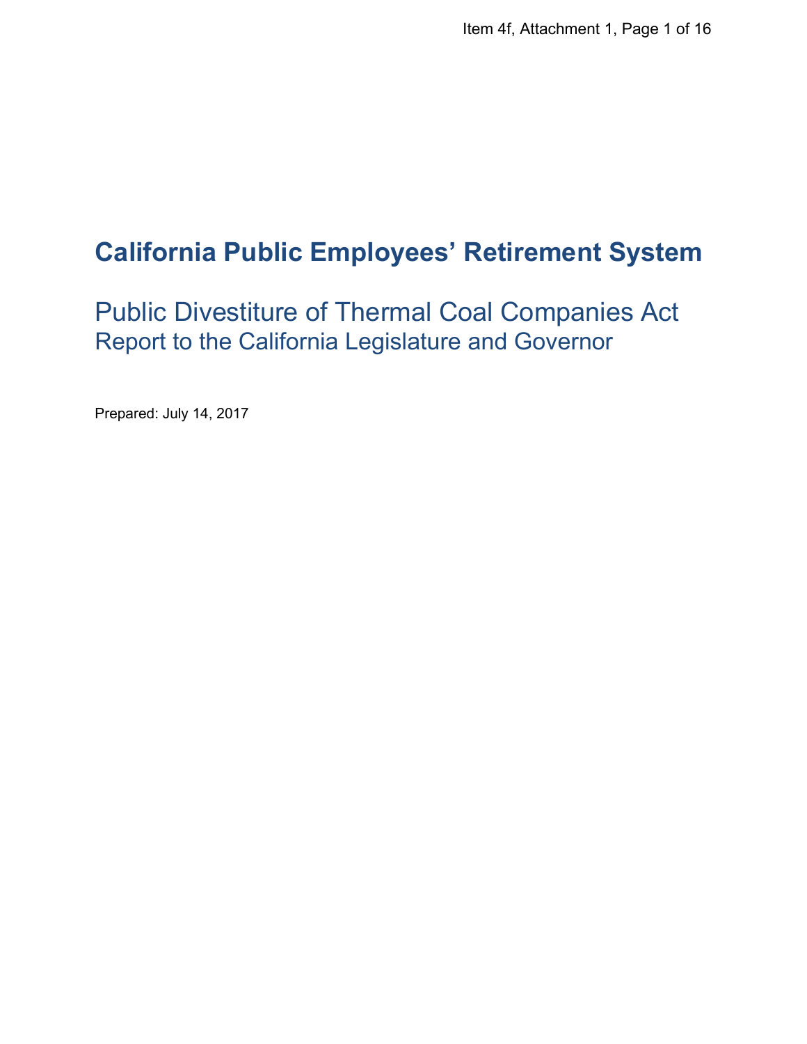# California Public Employees' Retirement System

## Public Divestiture of Thermal Coal Companies Act

### Report to the California Legislature and Governor

Prepared: July 14, 2017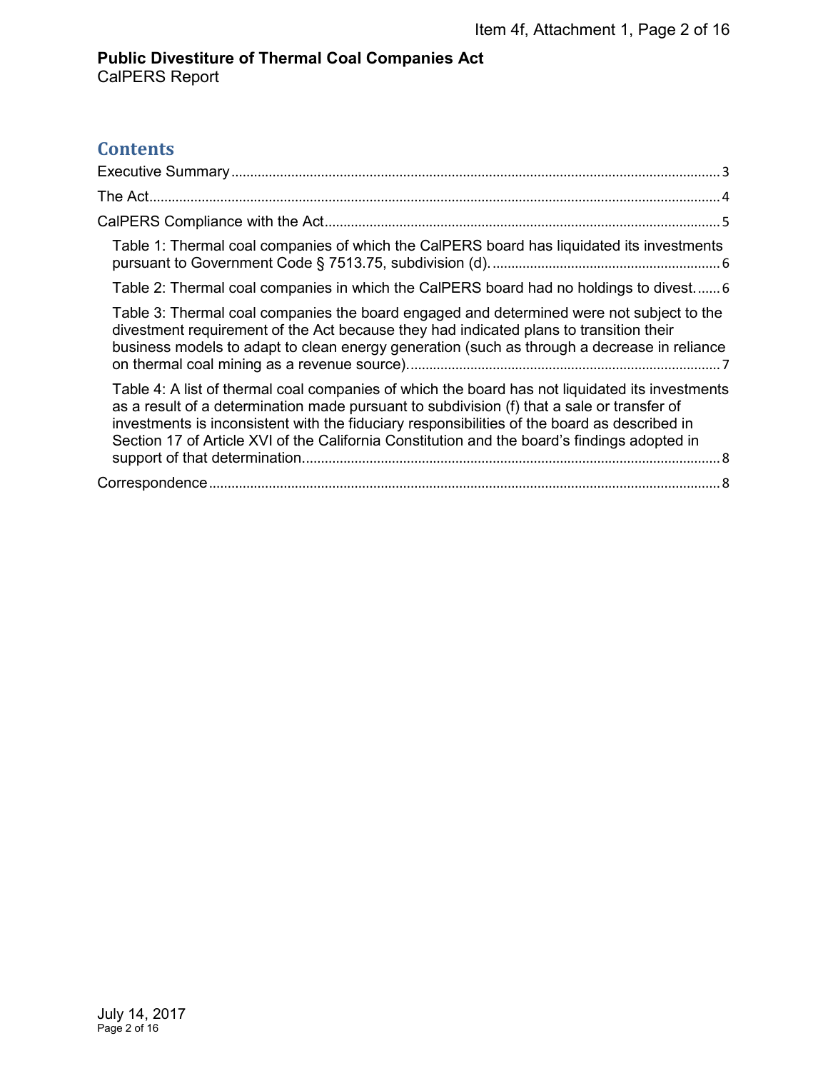# Contents

- Executive Summary ..... 3
- The Act ..... 4
- CalPERS Compliance with the Act ..... 5
  - Table 1: Thermal coal companies of which the CalPERS board has liquidated its investments pursuant to Government Code § 7513.75, subdivision (d). ..... 6
  - Table 2: Thermal coal companies in which the CalPERS board had no holdings to divest. ..... 6
  - Table 3: Thermal coal companies the board engaged and determined were not subject to the divestment requirement of the Act because they had indicated plans to transition their business models to adapt to clean energy generation (such as through a decrease in reliance on thermal coal mining as a revenue source). ..... 7
  - Table 4: A list of thermal coal companies of which the board has not liquidated its investments as a result of a determination made pursuant to subdivision (f) that a sale or transfer of investments is inconsistent with the fiduciary responsibilities of the board as described in Section 17 of Article XVI of the California Constitution and the board's findings adopted in support of that determination. ..... 8
- Correspondence ..... 8

July 14, 2017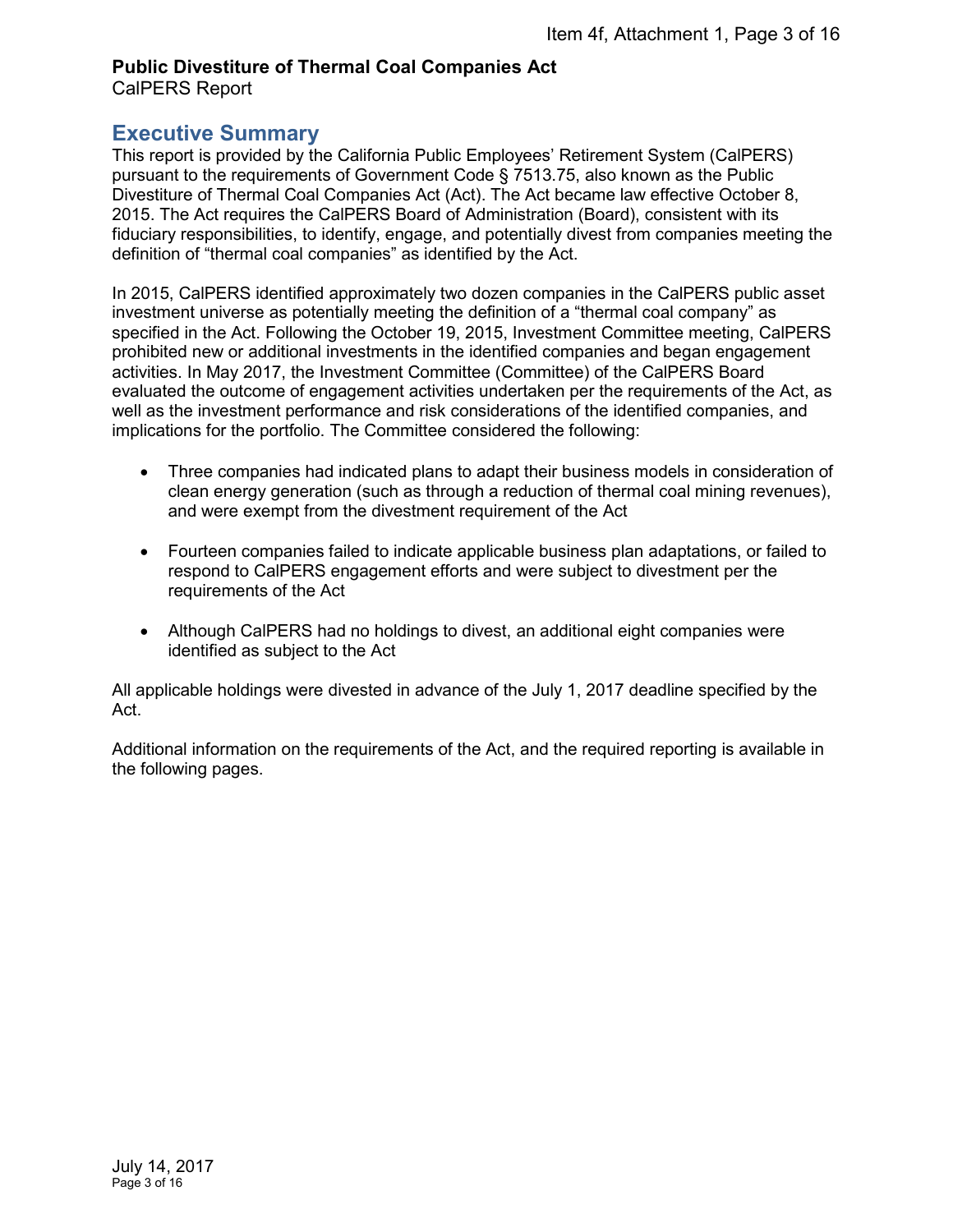**Public Divestiture of Thermal Coal Companies Act**
CalPERS Report

## Executive Summary

This report is provided by the California Public Employees' Retirement System (CalPERS) pursuant to the requirements of Government Code § 7513.75, also known as the Public Divestiture of Thermal Coal Companies Act (Act). The Act became law effective October 8, 2015. The Act requires the CalPERS Board of Administration (Board), consistent with its fiduciary responsibilities, to identify, engage, and potentially divest from companies meeting the definition of "thermal coal companies" as identified by the Act.

In 2015, CalPERS identified approximately two dozen companies in the CalPERS public asset investment universe as potentially meeting the definition of a "thermal coal company" as specified in the Act. Following the October 19, 2015, Investment Committee meeting, CalPERS prohibited new or additional investments in the identified companies and began engagement activities. In May 2017, the Investment Committee (Committee) of the CalPERS Board evaluated the outcome of engagement activities undertaken per the requirements of the Act, as well as the investment performance and risk considerations of the identified companies, and implications for the portfolio. The Committee considered the following:

- Three companies had indicated plans to adapt their business models in consideration of clean energy generation (such as through a reduction of thermal coal mining revenues), and were exempt from the divestment requirement of the Act
- Fourteen companies failed to indicate applicable business plan adaptations, or failed to respond to CalPERS engagement efforts and were subject to divestment per the requirements of the Act
- Although CalPERS had no holdings to divest, an additional eight companies were identified as subject to the Act

All applicable holdings were divested in advance of the July 1, 2017 deadline specified by the Act.

Additional information on the requirements of the Act, and the required reporting is available in the following pages.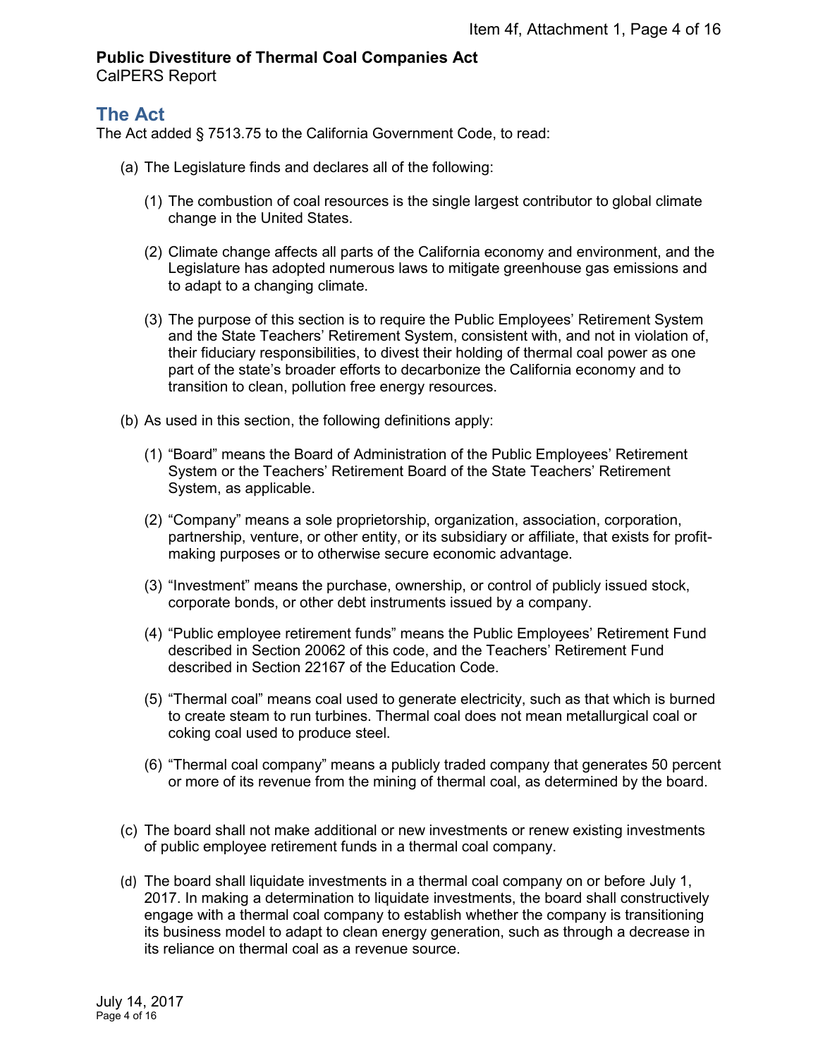## The Act

The Act added § 7513.75 to the California Government Code, to read:

(a) The Legislature finds and declares all of the following:

   (1) The combustion of coal resources is the single largest contributor to global climate change in the United States.

   (2) Climate change affects all parts of the California economy and environment, and the Legislature has adopted numerous laws to mitigate greenhouse gas emissions and to adapt to a changing climate.

   (3) The purpose of this section is to require the Public Employees' Retirement System and the State Teachers' Retirement System, consistent with, and not in violation of, their fiduciary responsibilities, to divest their holding of thermal coal power as one part of the state's broader efforts to decarbonize the California economy and to transition to clean, pollution free energy resources.

(b) As used in this section, the following definitions apply:

   (1) "Board" means the Board of Administration of the Public Employees' Retirement System or the Teachers' Retirement Board of the State Teachers' Retirement System, as applicable.

   (2) "Company" means a sole proprietorship, organization, association, corporation, partnership, venture, or other entity, or its subsidiary or affiliate, that exists for profit-making purposes or to otherwise secure economic advantage.

   (3) "Investment" means the purchase, ownership, or control of publicly issued stock, corporate bonds, or other debt instruments issued by a company.

   (4) "Public employee retirement funds" means the Public Employees' Retirement Fund described in Section 20062 of this code, and the Teachers' Retirement Fund described in Section 22167 of the Education Code.

   (5) "Thermal coal" means coal used to generate electricity, such as that which is burned to create steam to run turbines. Thermal coal does not mean metallurgical coal or coking coal used to produce steel.

   (6) "Thermal coal company" means a publicly traded company that generates 50 percent or more of its revenue from the mining of thermal coal, as determined by the board.

(c) The board shall not make additional or new investments or renew existing investments of public employee retirement funds in a thermal coal company.

(d) The board shall liquidate investments in a thermal coal company on or before July 1, 2017. In making a determination to liquidate investments, the board shall constructively engage with a thermal coal company to establish whether the company is transitioning its business model to adapt to clean energy generation, such as through a decrease in its reliance on thermal coal as a revenue source.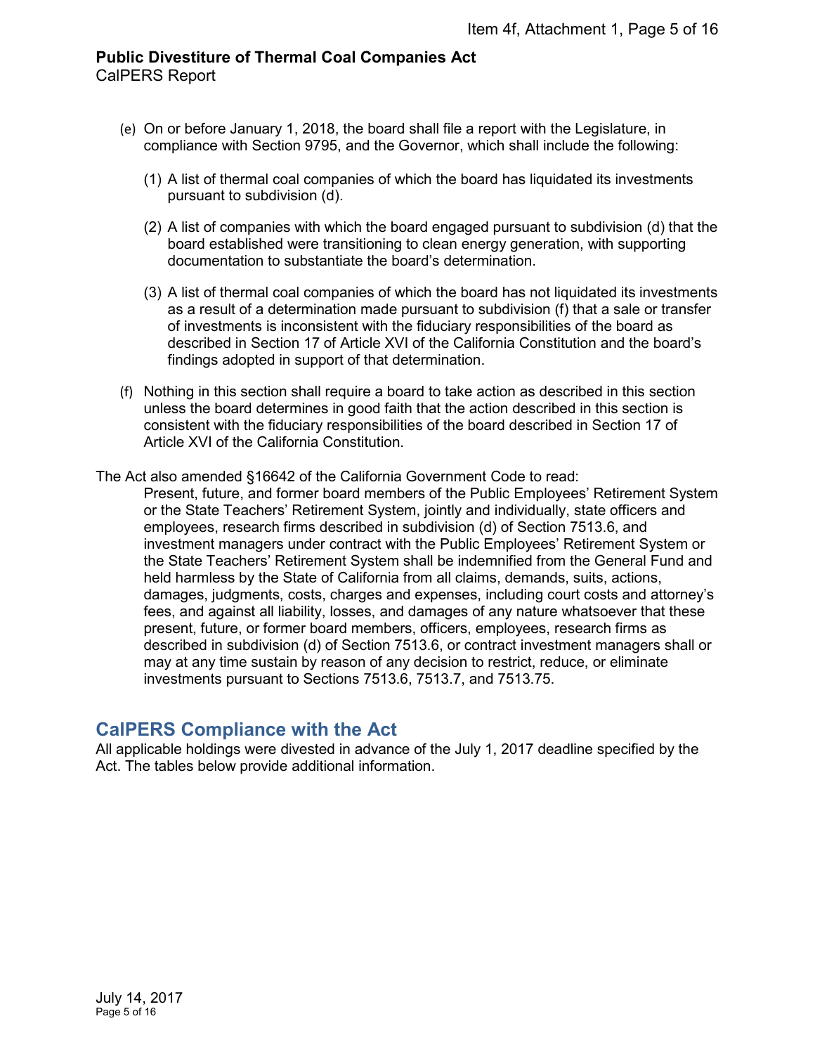(e) On or before January 1, 2018, the board shall file a report with the Legislature, in compliance with Section 9795, and the Governor, which shall include the following:

   (1) A list of thermal coal companies of which the board has liquidated its investments pursuant to subdivision (d).

   (2) A list of companies with which the board engaged pursuant to subdivision (d) that the board established were transitioning to clean energy generation, with supporting documentation to substantiate the board's determination.

   (3) A list of thermal coal companies of which the board has not liquidated its investments as a result of a determination made pursuant to subdivision (f) that a sale or transfer of investments is inconsistent with the fiduciary responsibilities of the board as described in Section 17 of Article XVI of the California Constitution and the board's findings adopted in support of that determination.

(f) Nothing in this section shall require a board to take action as described in this section unless the board determines in good faith that the action described in this section is consistent with the fiduciary responsibilities of the board described in Section 17 of Article XVI of the California Constitution.

The Act also amended §16642 of the California Government Code to read:

> Present, future, and former board members of the Public Employees' Retirement System or the State Teachers' Retirement System, jointly and individually, state officers and employees, research firms described in subdivision (d) of Section 7513.6, and investment managers under contract with the Public Employees' Retirement System or the State Teachers' Retirement System shall be indemnified from the General Fund and held harmless by the State of California from all claims, demands, suits, actions, damages, judgments, costs, charges and expenses, including court costs and attorney's fees, and against all liability, losses, and damages of any nature whatsoever that these present, future, or former board members, officers, employees, research firms as described in subdivision (d) of Section 7513.6, or contract investment managers shall or may at any time sustain by reason of any decision to restrict, reduce, or eliminate investments pursuant to Sections 7513.6, 7513.7, and 7513.75.

## CalPERS Compliance with the Act

All applicable holdings were divested in advance of the July 1, 2017 deadline specified by the Act. The tables below provide additional information.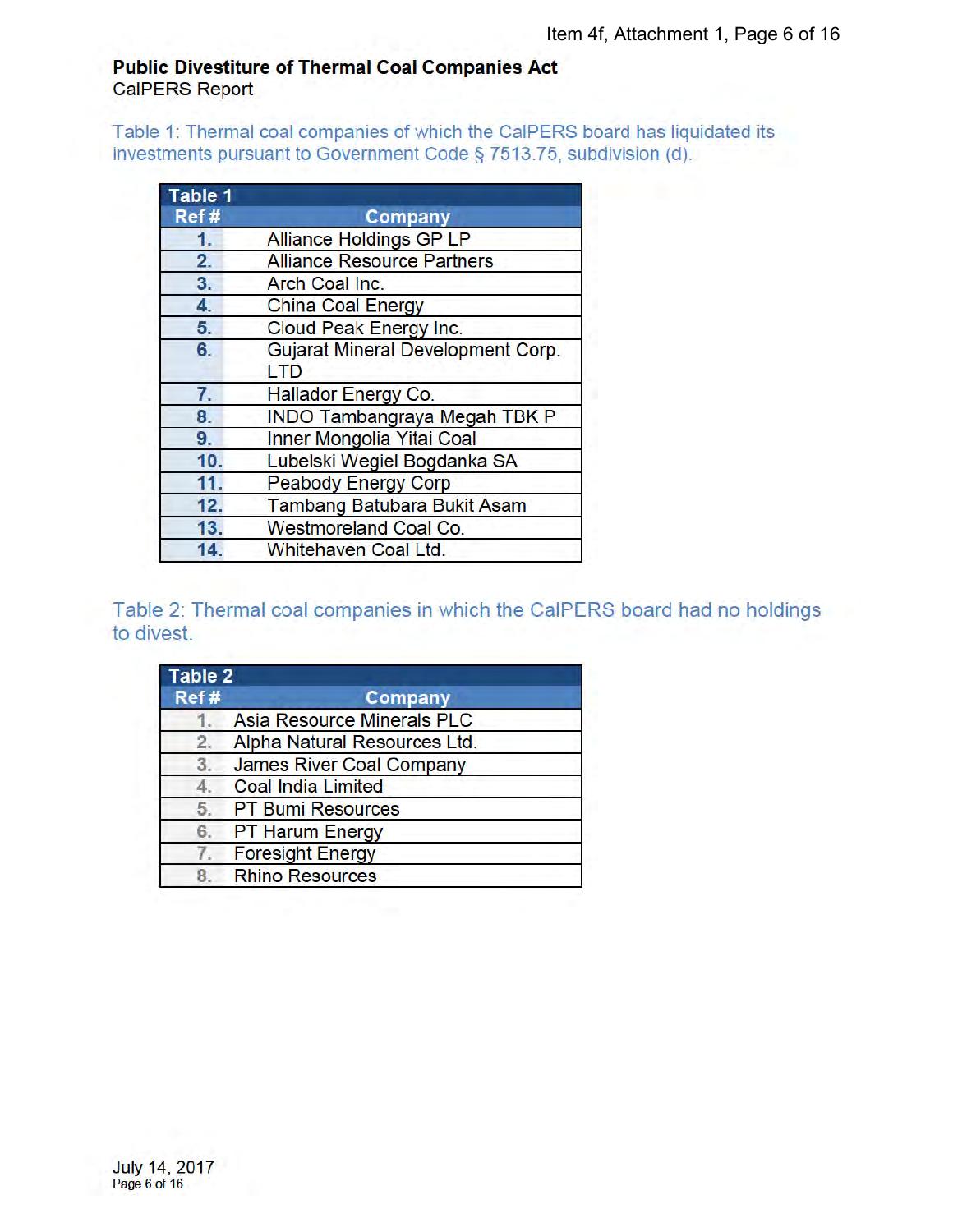**Public Divestiture of Thermal Coal Companies Act**
CalPERS Report

Table 1: Thermal coal companies of which the CalPERS board has liquidated its investments pursuant to Government Code § 7513.75, subdivision (d).

| Table 1 | |
|---|---|
| **Ref #** | **Company** |
| 1. | Alliance Holdings GP LP |
| 2. | Alliance Resource Partners |
| 3. | Arch Coal Inc. |
| 4. | China Coal Energy |
| 5. | Cloud Peak Energy Inc. |
| 6. | Gujarat Mineral Development Corp. LTD |
| 7. | Hallador Energy Co. |
| 8. | INDO Tambangraya Megah TBK P |
| 9. | Inner Mongolia Yitai Coal |
| 10. | Lubelski Wegiel Bogdanka SA |
| 11. | Peabody Energy Corp |
| 12. | Tambang Batubara Bukit Asam |
| 13. | Westmoreland Coal Co. |
| 14. | Whitehaven Coal Ltd. |

Table 2: Thermal coal companies in which the CalPERS board had no holdings to divest.

| Table 2 | |
|---|---|
| **Ref #** | **Company** |
| 1. | Asia Resource Minerals PLC |
| 2. | Alpha Natural Resources Ltd. |
| 3. | James River Coal Company |
| 4. | Coal India Limited |
| 5. | PT Bumi Resources |
| 6. | PT Harum Energy |
| 7. | Foresight Energy |
| 8. | Rhino Resources |

July 14, 2017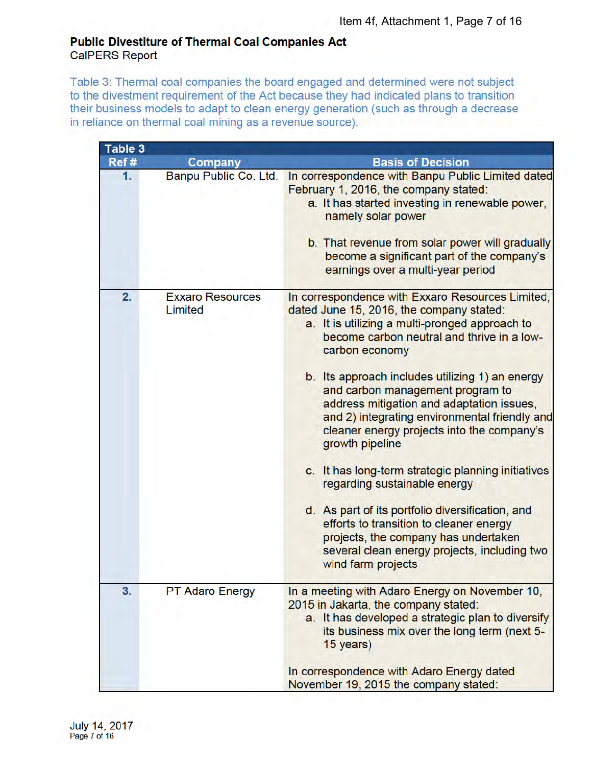**Public Divestiture of Thermal Coal Companies Act**
CalPERS Report

Table 3: Thermal coal companies the board engaged and determined were not subject to the divestment requirement of the Act because they had indicated plans to transition their business models to adapt to clean energy generation (such as through a decrease in reliance on thermal coal mining as a revenue source).

| Table 3 | | |
|---|---|---|
| **Ref #** | **Company** | **Basis of Decision** |
| 1. | Banpu Public Co. Ltd. | In correspondence with Banpu Public Limited dated February 1, 2016, the company stated:<br>a. It has started investing in renewable power, namely solar power<br>b. That revenue from solar power will gradually become a significant part of the company's earnings over a multi-year period |
| 2. | Exxaro Resources Limited | In correspondence with Exxaro Resources Limited, dated June 15, 2016, the company stated:<br>a. It is utilizing a multi-pronged approach to become carbon neutral and thrive in a low-carbon economy<br>b. Its approach includes utilizing 1) an energy and carbon management program to address mitigation and adaptation issues, and 2) integrating environmental friendly and cleaner energy projects into the company's growth pipeline<br>c. It has long-term strategic planning initiatives regarding sustainable energy<br>d. As part of its portfolio diversification, and efforts to transition to cleaner energy projects, the company has undertaken several clean energy projects, including two wind farm projects |
| 3. | PT Adaro Energy | In a meeting with Adaro Energy on November 10, 2015 in Jakarta, the company stated:<br>a. It has developed a strategic plan to diversify its business mix over the long term (next 5-15 years)<br><br>In correspondence with Adaro Energy dated November 19, 2015 the company stated: |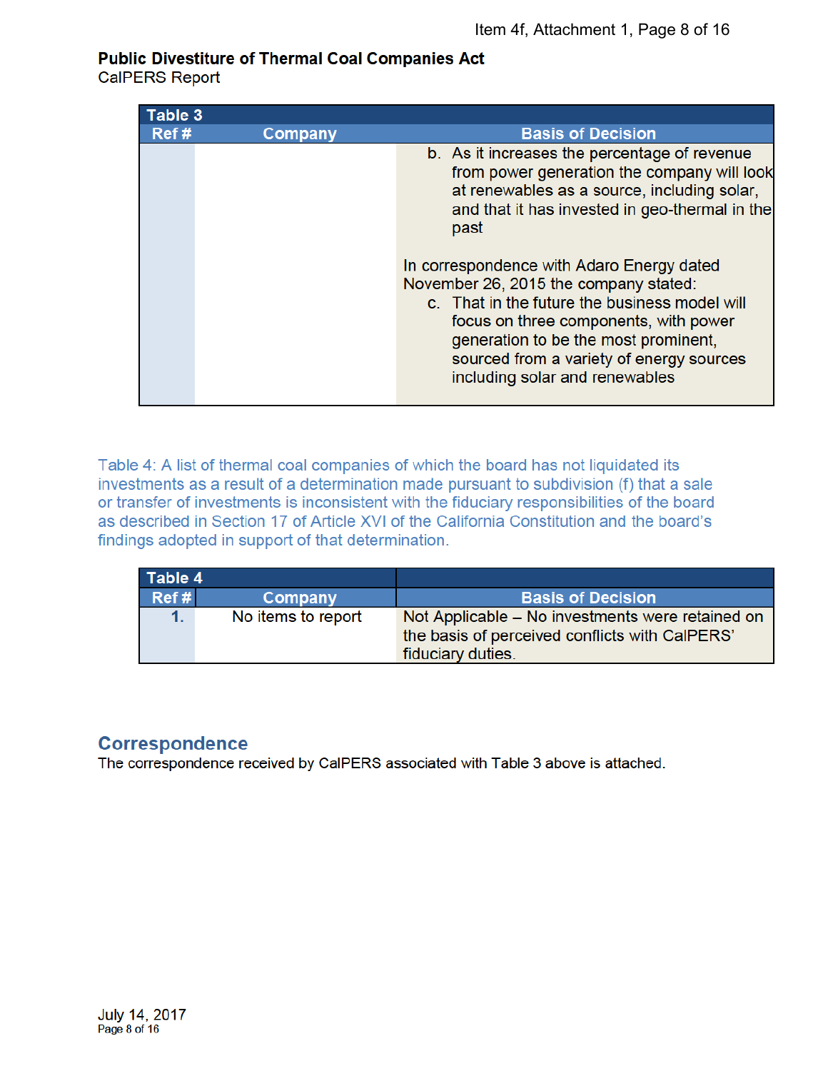**Public Divestiture of Thermal Coal Companies Act**
CalPERS Report

| Table 3 | | |
|---|---|---|
| **Ref #** | **Company** | **Basis of Decision** |
| | | b. As it increases the percentage of revenue from power generation the company will look at renewables as a source, including solar, and that it has invested in geo-thermal in the past<br><br>In correspondence with Adaro Energy dated November 26, 2015 the company stated:<br>c. That in the future the business model will focus on three components, with power generation to be the most prominent, sourced from a variety of energy sources including solar and renewables |

Table 4: A list of thermal coal companies of which the board has not liquidated its investments as a result of a determination made pursuant to subdivision (f) that a sale or transfer of investments is inconsistent with the fiduciary responsibilities of the board as described in Section 17 of Article XVI of the California Constitution and the board's findings adopted in support of that determination.

| Table 4 | | |
|---|---|---|
| **Ref #** | **Company** | **Basis of Decision** |
| 1. | No items to report | Not Applicable – No investments were retained on the basis of perceived conflicts with CalPERS' fiduciary duties. |

## Correspondence

The correspondence received by CalPERS associated with Table 3 above is attached.

July 14, 2017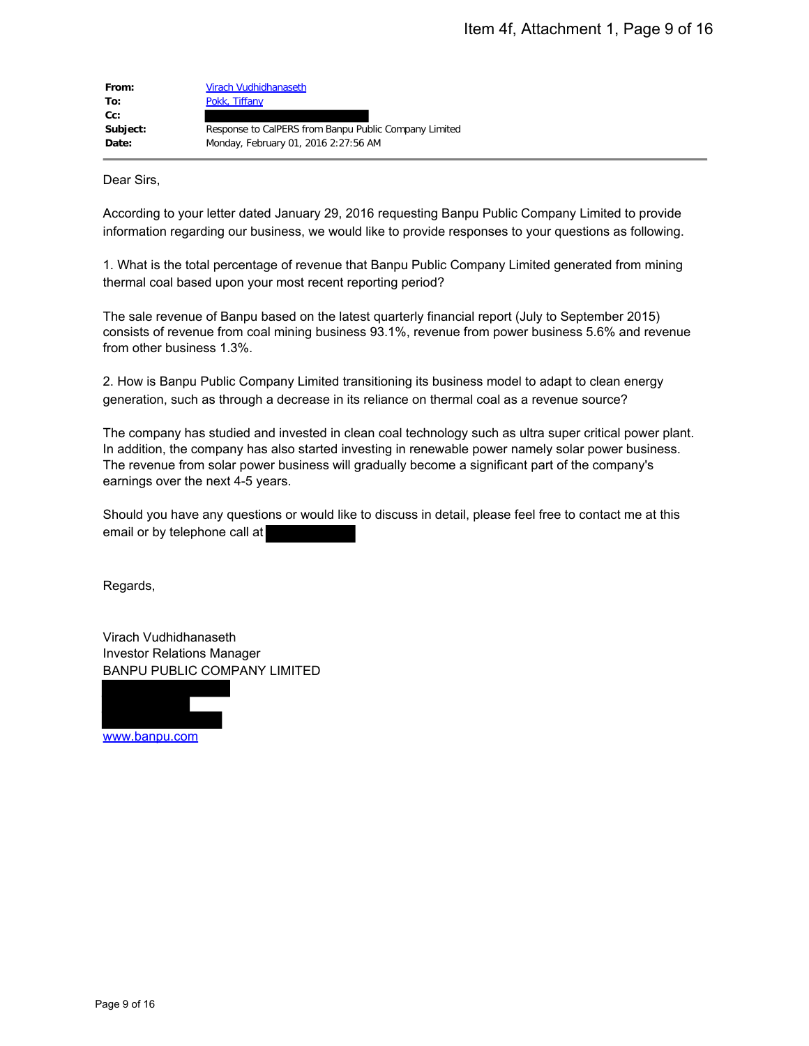**From:** Virach Vudhidhanaseth
**To:** Pokk, Tiffany
**Cc:**
**Subject:** Response to CalPERS from Banpu Public Company Limited
**Date:** Monday, February 01, 2016 2:27:56 AM

Dear Sirs,

According to your letter dated January 29, 2016 requesting Banpu Public Company Limited to provide information regarding our business, we would like to provide responses to your questions as following.

1. What is the total percentage of revenue that Banpu Public Company Limited generated from mining thermal coal based upon your most recent reporting period?

The sale revenue of Banpu based on the latest quarterly financial report (July to September 2015) consists of revenue from coal mining business 93.1%, revenue from power business 5.6% and revenue from other business 1.3%.

2. How is Banpu Public Company Limited transitioning its business model to adapt to clean energy generation, such as through a decrease in its reliance on thermal coal as a revenue source?

The company has studied and invested in clean coal technology such as ultra super critical power plant. In addition, the company has also started investing in renewable power namely solar power business. The revenue from solar power business will gradually become a significant part of the company's earnings over the next 4-5 years.

Should you have any questions or would like to discuss in detail, please feel free to contact me at this email or by telephone call at

Regards,

Virach Vudhidhanaseth
Investor Relations Manager
BANPU PUBLIC COMPANY LIMITED

www.banpu.com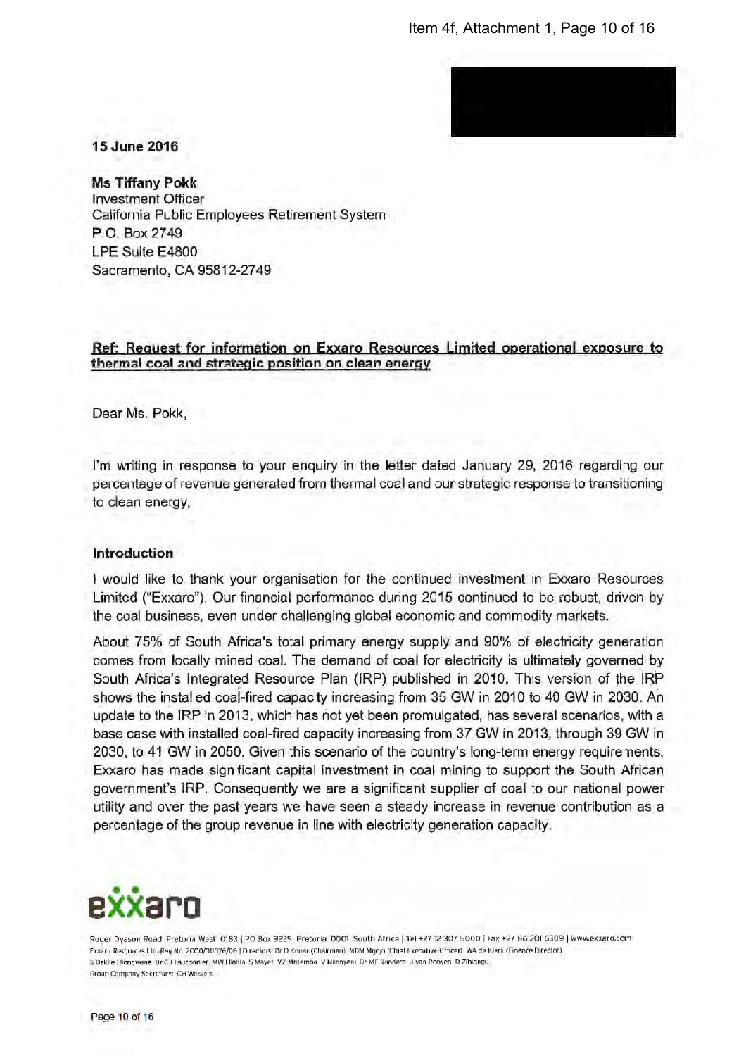15 June 2016

**Ms Tiffany Pokk**
Investment Officer
California Public Employees Retirement System
P.O. Box 2749
LPE Suite E4800
Sacramento, CA 95812-2749

**Ref: Request for information on Exxaro Resources Limited operational exposure to thermal coal and strategic position on clean energy**

Dear Ms. Pokk,

I'm writing in response to your enquiry in the letter dated January 29, 2016 regarding our percentage of revenue generated from thermal coal and our strategic response to transitioning to clean energy,

**Introduction**

I would like to thank your organisation for the continued investment in Exxaro Resources Limited ("Exxaro"). Our financial performance during 2015 continued to be robust, driven by the coal business, even under challenging global economic and commodity markets.

About 75% of South Africa's total primary energy supply and 90% of electricity generation comes from locally mined coal. The demand of coal for electricity is ultimately governed by South Africa's Integrated Resource Plan (IRP) published in 2010. This version of the IRP shows the installed coal-fired capacity increasing from 35 GW in 2010 to 40 GW in 2030. An update to the IRP in 2013, which has not yet been promulgated, has several scenarios, with a base case with installed coal-fired capacity increasing from 37 GW in 2013, through 39 GW in 2030, to 41 GW in 2050. Given this scenario of the country's long-term energy requirements, Exxaro has made significant capital investment in coal mining to support the South African government's IRP. Consequently we are a significant supplier of coal to our national power utility and over the past years we have seen a steady increase in revenue contribution as a percentage of the group revenue in line with electricity generation capacity.

exxaro

Roger Dyason Road Pretoria West 0183 | PO Box 9229 Pretoria 0001 South Africa | Tel +27 12 307 5000 | Fax +27 86 201 6309 | www.exxaro.com
Exxaro Resources Ltd. Reg No 2000/011076/06 | Directors: Dr D Konar (Chairman) MDM Mgojo (Chief Executive Officer) WA de Klerk (Finance Director)
S Dakile-Hlongwane Dr CJ Fauconnier MW Hlahla S Mayet VZ Mntambo V Nkonyeni Dr MF Randera J van Rooyen D Zihlangu
Group Company Secretary: CH Wessels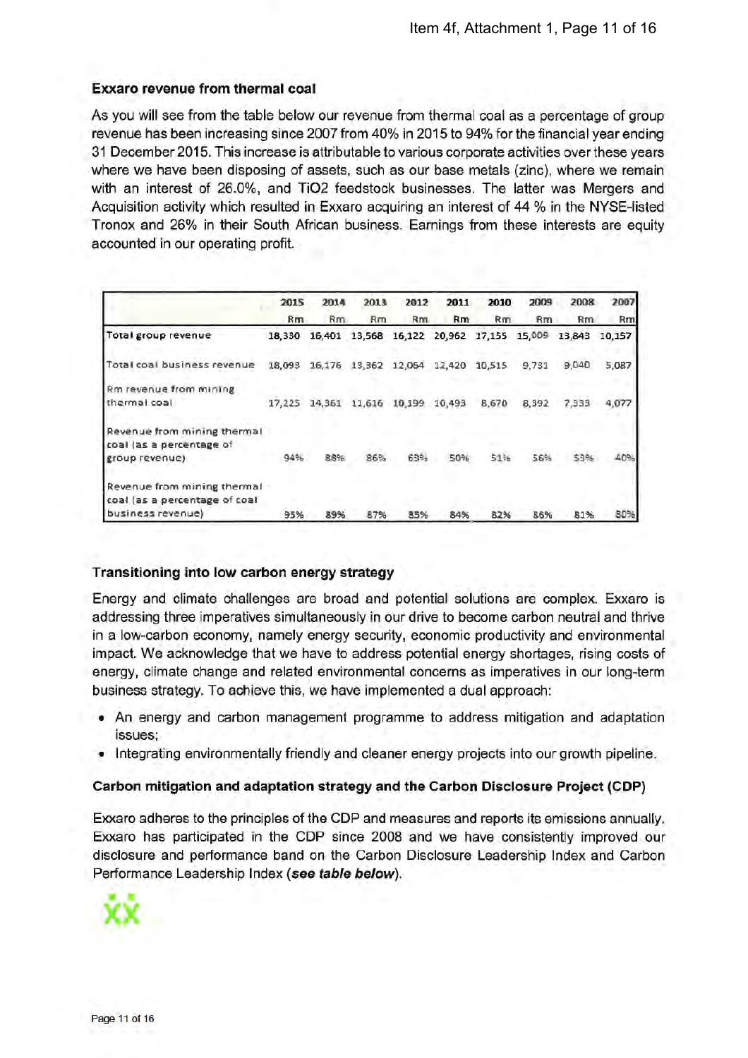### Exxaro revenue from thermal coal

As you will see from the table below our revenue from thermal coal as a percentage of group revenue has been increasing since 2007 from 40% in 2015 to 94% for the financial year ending 31 December 2015. This increase is attributable to various corporate activities over these years where we have been disposing of assets, such as our base metals (zinc), where we remain with an interest of 26.0%, and TiO2 feedstock businesses. The latter was Mergers and Acquisition activity which resulted in Exxaro acquiring an interest of 44 % in the NYSE-listed Tronox and 26% in their South African business. Earnings from these interests are equity accounted in our operating profit.

| | 2015 Rm | 2014 Rm | 2013 Rm | 2012 Rm | 2011 Rm | 2010 Rm | 2009 Rm | 2008 Rm | 2007 Rm |
|---|---|---|---|---|---|---|---|---|---|
| Total group revenue | 18,330 | 16,401 | 13,568 | 16,122 | 20,962 | 17,155 | 15,009 | 13,843 | 10,157 |
| Total coal business revenue | 18,093 | 16,176 | 13,362 | 12,064 | 12,420 | 10,515 | 9,731 | 9,040 | 5,087 |
| Rm revenue from mining thermal coal | 17,225 | 14,361 | 11,616 | 10,199 | 10,493 | 8,670 | 8,392 | 7,333 | 4,077 |
| Revenue from mining thermal coal (as a percentage of group revenue) | 94% | 88% | 86% | 63% | 50% | 51% | 56% | 53% | 40% |
| Revenue from mining thermal coal (as a percentage of coal business revenue) | 95% | 89% | 87% | 85% | 84% | 82% | 86% | 81% | 80% |

### Transitioning into low carbon energy strategy

Energy and climate challenges are broad and potential solutions are complex. Exxaro is addressing three imperatives simultaneously in our drive to become carbon neutral and thrive in a low-carbon economy, namely energy security, economic productivity and environmental impact. We acknowledge that we have to address potential energy shortages, rising costs of energy, climate change and related environmental concerns as imperatives in our long-term business strategy. To achieve this, we have implemented a dual approach:

- An energy and carbon management programme to address mitigation and adaptation issues;
- Integrating environmentally friendly and cleaner energy projects into our growth pipeline.

### Carbon mitigation and adaptation strategy and the Carbon Disclosure Project (CDP)

Exxaro adheres to the principles of the CDP and measures and reports its emissions annually. Exxaro has participated in the CDP since 2008 and we have consistently improved our disclosure and performance band on the Carbon Disclosure Leadership Index and Carbon Performance Leadership Index (***see table below***).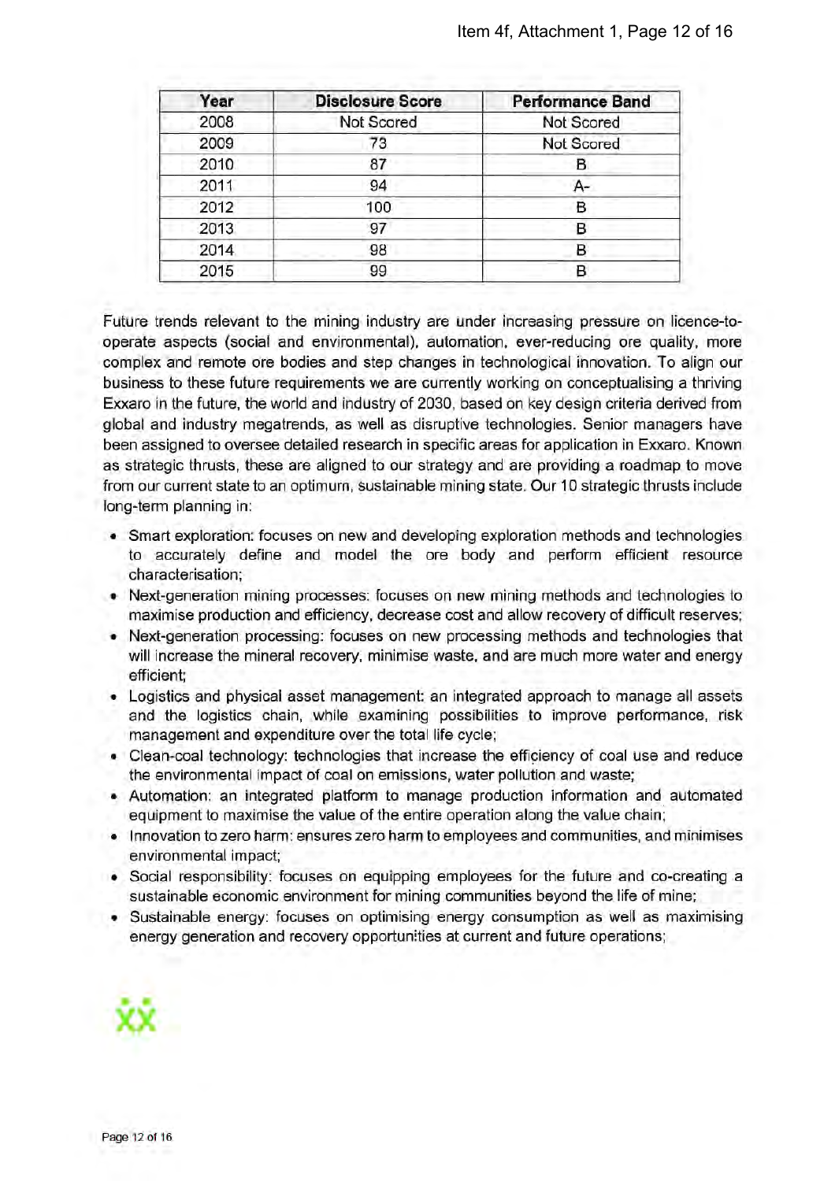| Year | Disclosure Score | Performance Band |
|---|---|---|
| 2008 | Not Scored | Not Scored |
| 2009 | 73 | Not Scored |
| 2010 | 87 | B |
| 2011 | 94 | A- |
| 2012 | 100 | B |
| 2013 | 97 | B |
| 2014 | 98 | B |
| 2015 | 99 | B |

Future trends relevant to the mining industry are under increasing pressure on licence-to-operate aspects (social and environmental), automation, ever-reducing ore quality, more complex and remote ore bodies and step changes in technological innovation. To align our business to these future requirements we are currently working on conceptualising a thriving Exxaro in the future, the world and industry of 2030, based on key design criteria derived from global and industry megatrends, as well as disruptive technologies. Senior managers have been assigned to oversee detailed research in specific areas for application in Exxaro. Known as strategic thrusts, these are aligned to our strategy and are providing a roadmap to move from our current state to an optimum, sustainable mining state. Our 10 strategic thrusts include long-term planning in:

- Smart exploration: focuses on new and developing exploration methods and technologies to accurately define and model the ore body and perform efficient resource characterisation;
- Next-generation mining processes: focuses on new mining methods and technologies to maximise production and efficiency, decrease cost and allow recovery of difficult reserves;
- Next-generation processing: focuses on new processing methods and technologies that will increase the mineral recovery, minimise waste, and are much more water and energy efficient;
- Logistics and physical asset management: an integrated approach to manage all assets and the logistics chain, while examining possibilities to improve performance, risk management and expenditure over the total life cycle;
- Clean-coal technology: technologies that increase the efficiency of coal use and reduce the environmental impact of coal on emissions, water pollution and waste;
- Automation: an integrated platform to manage production information and automated equipment to maximise the value of the entire operation along the value chain;
- Innovation to zero harm: ensures zero harm to employees and communities, and minimises environmental impact;
- Social responsibility: focuses on equipping employees for the future and co-creating a sustainable economic environment for mining communities beyond the life of mine;
- Sustainable energy: focuses on optimising energy consumption as well as maximising energy generation and recovery opportunities at current and future operations;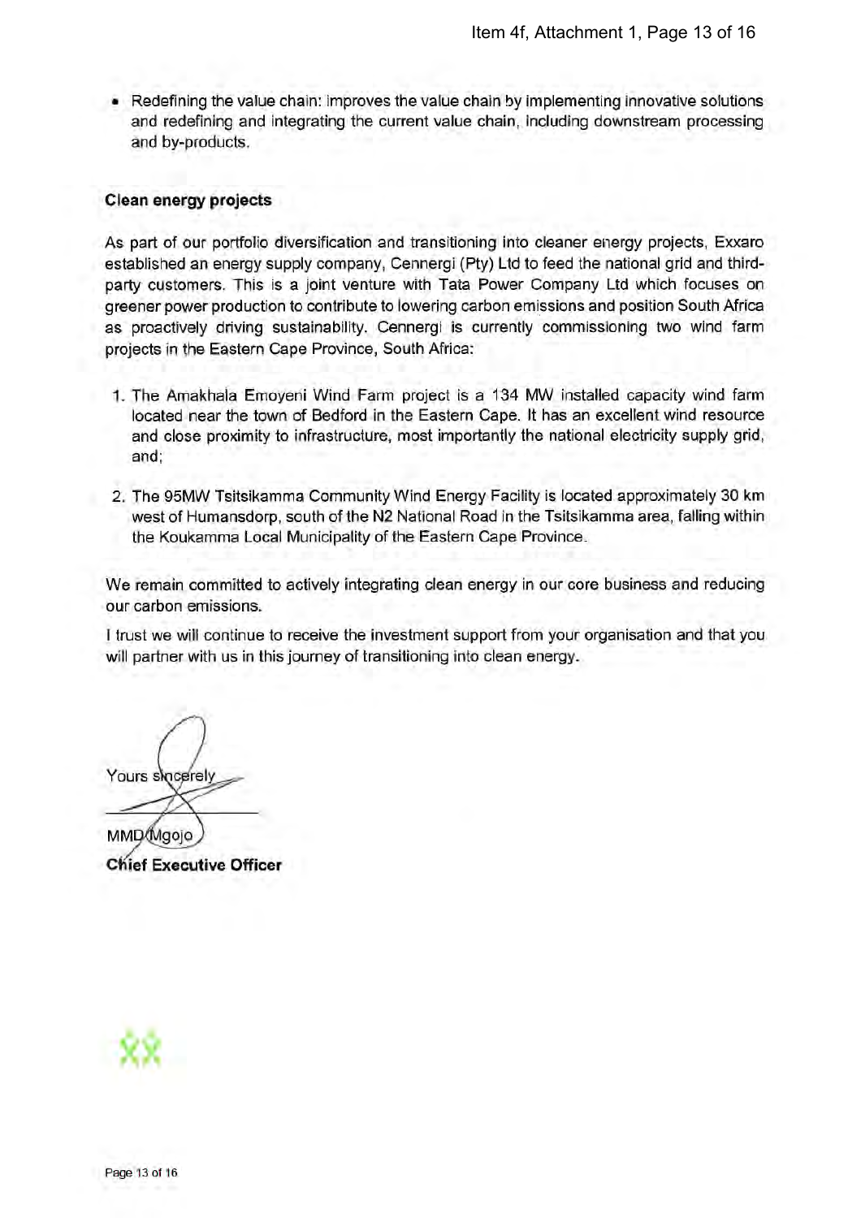- Redefining the value chain: improves the value chain by implementing innovative solutions and redefining and integrating the current value chain, including downstream processing and by-products.

**Clean energy projects**

As part of our portfolio diversification and transitioning into cleaner energy projects, Exxaro established an energy supply company, Cennergi (Pty) Ltd to feed the national grid and third-party customers. This is a joint venture with Tata Power Company Ltd which focuses on greener power production to contribute to lowering carbon emissions and position South Africa as proactively driving sustainability. Cennergi is currently commissioning two wind farm projects in the Eastern Cape Province, South Africa:

1. The Amakhala Emoyeni Wind Farm project is a 134 MW installed capacity wind farm located near the town of Bedford in the Eastern Cape. It has an excellent wind resource and close proximity to infrastructure, most importantly the national electricity supply grid, and;
2. The 95MW Tsitsikamma Community Wind Energy Facility is located approximately 30 km west of Humansdorp, south of the N2 National Road in the Tsitsikamma area, falling within the Koukamma Local Municipality of the Eastern Cape Province.

We remain committed to actively integrating clean energy in our core business and reducing our carbon emissions.

I trust we will continue to receive the investment support from your organisation and that you will partner with us in this journey of transitioning into clean energy.

Yours sincerely

MMD Mgojo
**Chief Executive Officer**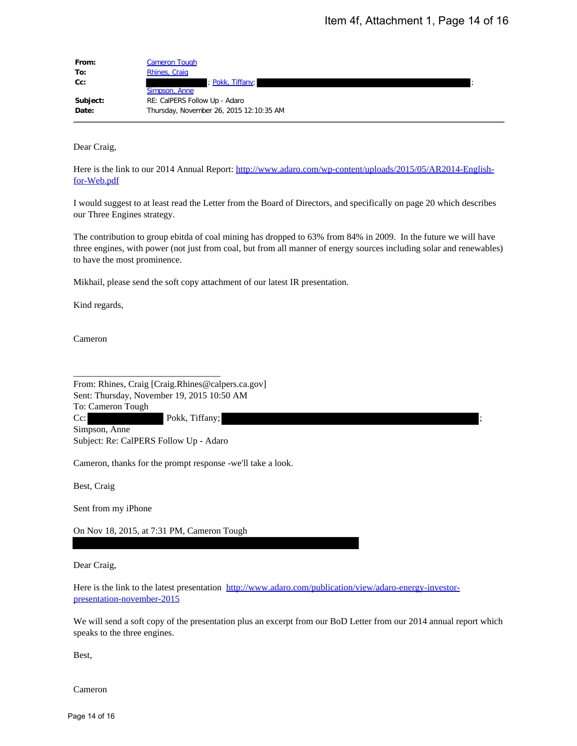| | |
|---|---|
| **From:** | Cameron Tough |
| **To:** | Rhines, Craig |
| **Cc:** | ; Pokk, Tiffany; ; Simpson, Anne |
| **Subject:** | RE: CalPERS Follow Up - Adaro |
| **Date:** | Thursday, November 26, 2015 12:10:35 AM |

Dear Craig,

Here is the link to our 2014 Annual Report: http://www.adaro.com/wp-content/uploads/2015/05/AR2014-English-for-Web.pdf

I would suggest to at least read the Letter from the Board of Directors, and specifically on page 20 which describes our Three Engines strategy.

The contribution to group ebitda of coal mining has dropped to 63% from 84% in 2009. In the future we will have three engines, with power (not just from coal, but from all manner of energy sources including solar and renewables) to have the most prominence.

Mikhail, please send the soft copy attachment of our latest IR presentation.

Kind regards,

Cameron

---

From: Rhines, Craig [Craig.Rhines@calpers.ca.gov]
Sent: Thursday, November 19, 2015 10:50 AM
To: Cameron Tough
Cc: Pokk, Tiffany; ;
Simpson, Anne
Subject: Re: CalPERS Follow Up - Adaro

Cameron, thanks for the prompt response -we'll take a look.

Best, Craig

Sent from my iPhone

On Nov 18, 2015, at 7:31 PM, Cameron Tough

Dear Craig,

Here is the link to the latest presentation http://www.adaro.com/publication/view/adaro-energy-investor-presentation-november-2015

We will send a soft copy of the presentation plus an excerpt from our BoD Letter from our 2014 annual report which speaks to the three engines.

Best,

Cameron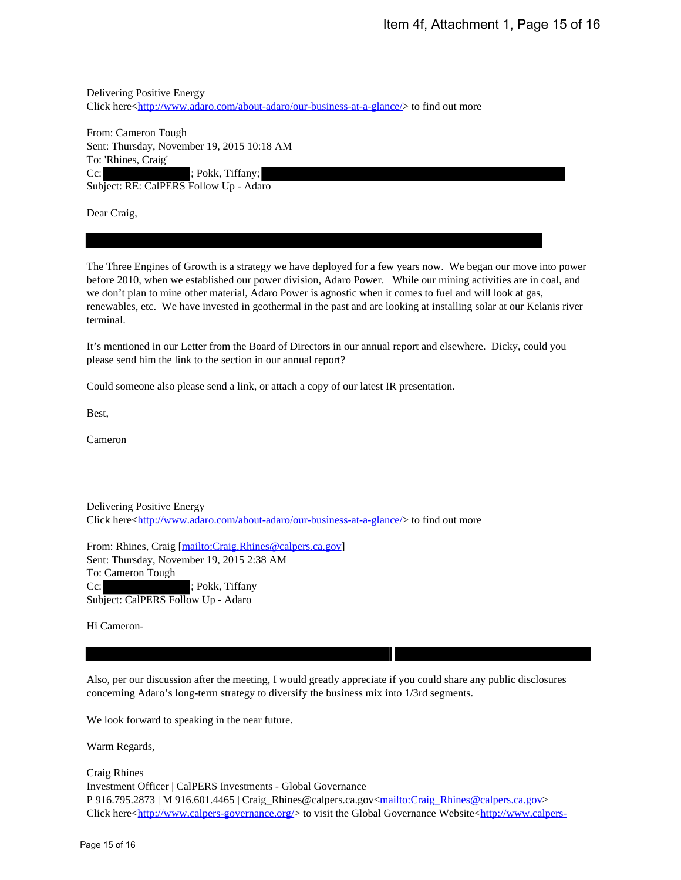Delivering Positive Energy
Click here<http://www.adaro.com/about-adaro/our-business-at-a-glance/> to find out more

From: Cameron Tough
Sent: Thursday, November 19, 2015 10:18 AM
To: 'Rhines, Craig'
Cc: [REDACTED]; Pokk, Tiffany; [REDACTED]
Subject: RE: CalPERS Follow Up - Adaro

Dear Craig,

[REDACTED]

The Three Engines of Growth is a strategy we have deployed for a few years now. We began our move into power before 2010, when we established our power division, Adaro Power. While our mining activities are in coal, and we don't plan to mine other material, Adaro Power is agnostic when it comes to fuel and will look at gas, renewables, etc. We have invested in geothermal in the past and are looking at installing solar at our Kelanis river terminal.

It's mentioned in our Letter from the Board of Directors in our annual report and elsewhere. Dicky, could you please send him the link to the section in our annual report?

Could someone also please send a link, or attach a copy of our latest IR presentation.

Best,

Cameron

Delivering Positive Energy
Click here<http://www.adaro.com/about-adaro/our-business-at-a-glance/> to find out more

From: Rhines, Craig [mailto:Craig.Rhines@calpers.ca.gov]
Sent: Thursday, November 19, 2015 2:38 AM
To: Cameron Tough
Cc: [REDACTED]; Pokk, Tiffany
Subject: CalPERS Follow Up - Adaro

Hi Cameron-

[REDACTED]

Also, per our discussion after the meeting, I would greatly appreciate if you could share any public disclosures concerning Adaro's long-term strategy to diversify the business mix into 1/3rd segments.

We look forward to speaking in the near future.

Warm Regards,

Craig Rhines
Investment Officer | CalPERS Investments - Global Governance
P 916.795.2873 | M 916.601.4465 | Craig_Rhines@calpers.ca.gov<mailto:Craig_Rhines@calpers.ca.gov>
Click here<http://www.calpers-governance.org/> to visit the Global Governance Website<http://www.calpers-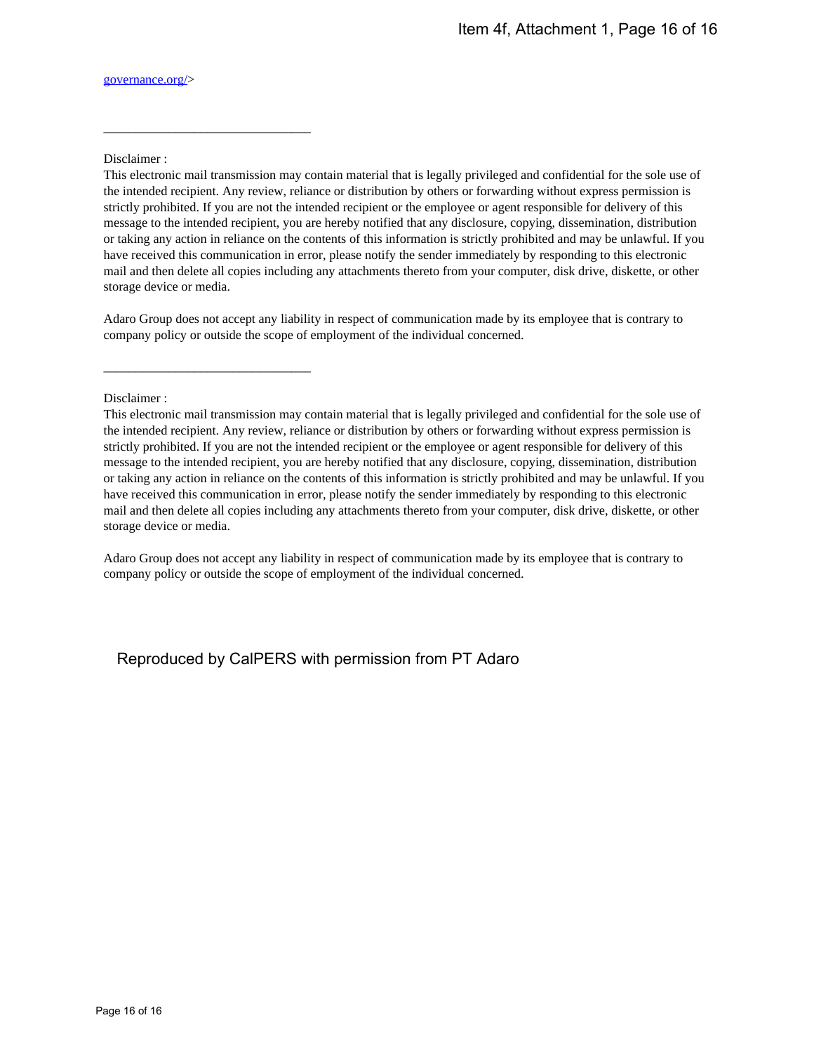governance.org/>

---

Disclaimer :
This electronic mail transmission may contain material that is legally privileged and confidential for the sole use of the intended recipient. Any review, reliance or distribution by others or forwarding without express permission is strictly prohibited. If you are not the intended recipient or the employee or agent responsible for delivery of this message to the intended recipient, you are hereby notified that any disclosure, copying, dissemination, distribution or taking any action in reliance on the contents of this information is strictly prohibited and may be unlawful. If you have received this communication in error, please notify the sender immediately by responding to this electronic mail and then delete all copies including any attachments thereto from your computer, disk drive, diskette, or other storage device or media.

Adaro Group does not accept any liability in respect of communication made by its employee that is contrary to company policy or outside the scope of employment of the individual concerned.

---

Disclaimer :
This electronic mail transmission may contain material that is legally privileged and confidential for the sole use of the intended recipient. Any review, reliance or distribution by others or forwarding without express permission is strictly prohibited. If you are not the intended recipient or the employee or agent responsible for delivery of this message to the intended recipient, you are hereby notified that any disclosure, copying, dissemination, distribution or taking any action in reliance on the contents of this information is strictly prohibited and may be unlawful. If you have received this communication in error, please notify the sender immediately by responding to this electronic mail and then delete all copies including any attachments thereto from your computer, disk drive, diskette, or other storage device or media.

Adaro Group does not accept any liability in respect of communication made by its employee that is contrary to company policy or outside the scope of employment of the individual concerned.

Reproduced by CalPERS with permission from PT Adaro